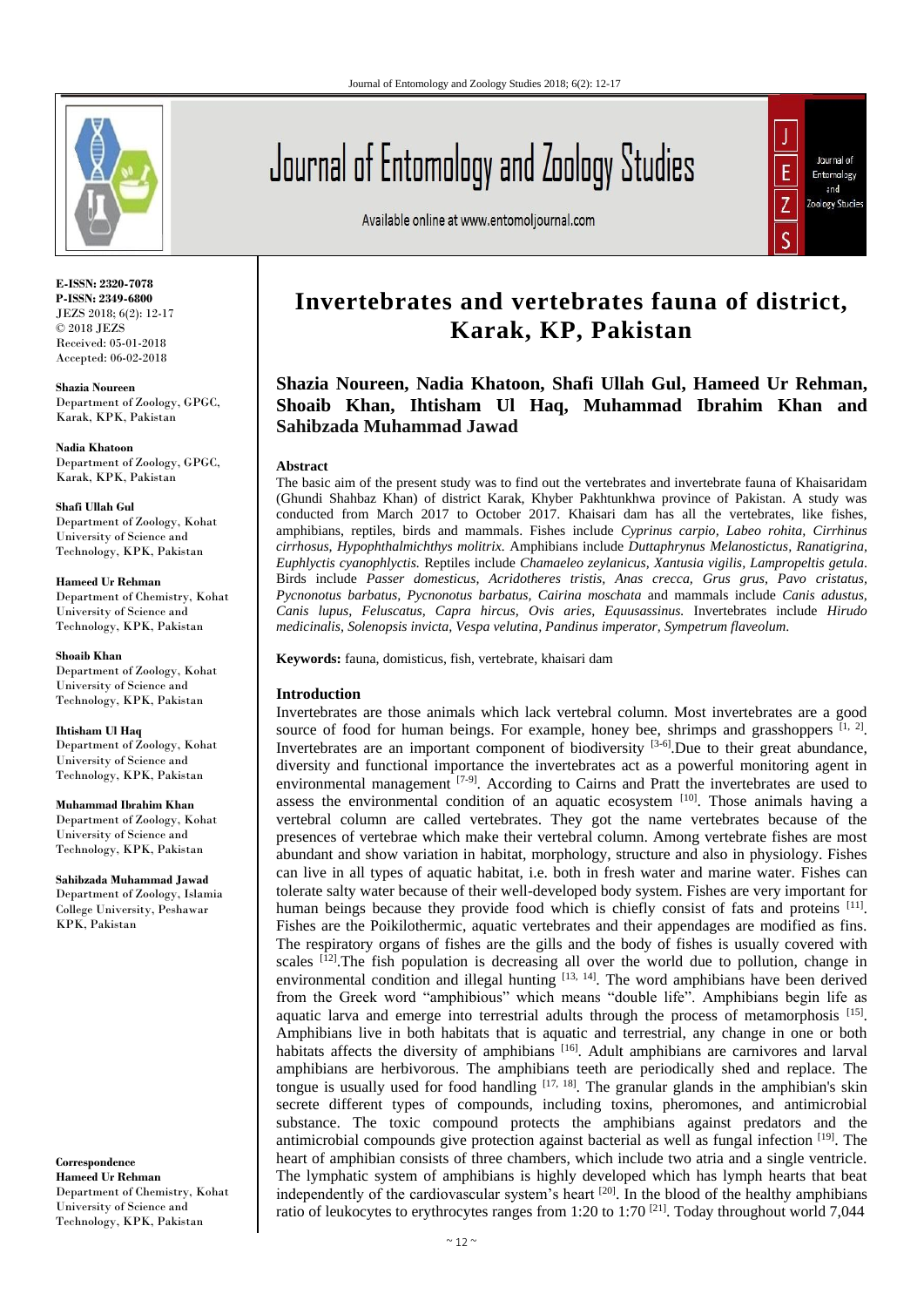# Invertebrates and vertebrates fauna of district, Karak, KP, Pakistan

**Shazia Noureen, Nadia Khatoon, Shafi Ullah Gul, Hameed Ur Rehman, Shoaib Khan, Ihtisham Ul Haq, Muhammad Ibrahim Khan and Sahibzada Muhammad Jawad**

**E-ISSN: 2320-7078**
**P-ISSN: 2349-6800**
JEZS 2018; 6(2): 12-17
© 2018 JEZS
Received: 05-01-2018
Accepted: 06-02-2018

**Shazia Noureen**
Department of Zoology, GPGC, Karak, KPK, Pakistan

**Nadia Khatoon**
Department of Zoology, GPGC, Karak, KPK, Pakistan

**Shafi Ullah Gul**
Department of Zoology, Kohat University of Science and Technology, KPK, Pakistan

**Hameed Ur Rehman**
Department of Chemistry, Kohat University of Science and Technology, KPK, Pakistan

**Shoaib Khan**
Department of Zoology, Kohat University of Science and Technology, KPK, Pakistan

**Ihtisham Ul Haq**
Department of Zoology, Kohat University of Science and Technology, KPK, Pakistan

**Muhammad Ibrahim Khan**
Department of Zoology, Kohat University of Science and Technology, KPK, Pakistan

**Sahibzada Muhammad Jawad**
Department of Zoology, Islamia College University, Peshawar KPK, Pakistan

**Correspondence**
**Hameed Ur Rehman**
Department of Chemistry, Kohat University of Science and Technology, KPK, Pakistan

### Abstract

The basic aim of the present study was to find out the vertebrates and invertebrate fauna of Khaisaridam (Ghundi Shahbaz Khan) of district Karak, Khyber Pakhtunkhwa province of Pakistan. A study was conducted from March 2017 to October 2017. Khaisari dam has all the vertebrates, like fishes, amphibians, reptiles, birds and mammals. Fishes include *Cyprinus carpio, Labeo rohita, Cirrhinus cirrhosus, Hypophthalmichthys molitrix.* Amphibians include *Duttaphrynus Melanostictus, Ranatigrina, Euphlyctis cyanophlyctis.* Reptiles include *Chamaeleo zeylanicus, Xantusia vigilis, Lampropeltis getula*. Birds include *Passer domesticus, Acridotheres tristis, Anas crecca, Grus grus, Pavo cristatus, Pycnonotus barbatus, Pycnonotus barbatus, Cairina moschata* and mammals include *Canis adustus, Canis lupus, Feluscatus, Capra hircus, Ovis aries, Equusassinus.* Invertebrates include *Hirudo medicinalis, Solenopsis invicta, Vespa velutina, Pandinus imperator, Sympetrum flaveolum*.

**Keywords:** fauna, domisticus, fish, vertebrate, khaisari dam

### Introduction

Invertebrates are those animals which lack vertebral column. Most invertebrates are a good source of food for human beings. For example, honey bee, shrimps and grasshoppers [1, 2]. Invertebrates are an important component of biodiversity [3-6].Due to their great abundance, diversity and functional importance the invertebrates act as a powerful monitoring agent in environmental management [7-9]. According to Cairns and Pratt the invertebrates are used to assess the environmental condition of an aquatic ecosystem [10]. Those animals having a vertebral column are called vertebrates. They got the name vertebrates because of the presences of vertebrae which make their vertebral column. Among vertebrate fishes are most abundant and show variation in habitat, morphology, structure and also in physiology. Fishes can live in all types of aquatic habitat, i.e. both in fresh water and marine water. Fishes can tolerate salty water because of their well-developed body system. Fishes are very important for human beings because they provide food which is chiefly consist of fats and proteins [11]. Fishes are the Poikilothermic, aquatic vertebrates and their appendages are modified as fins. The respiratory organs of fishes are the gills and the body of fishes is usually covered with scales [12].The fish population is decreasing all over the world due to pollution, change in environmental condition and illegal hunting [13, 14]. The word amphibians have been derived from the Greek word "amphibious" which means "double life". Amphibians begin life as aquatic larva and emerge into terrestrial adults through the process of metamorphosis [15]. Amphibians live in both habitats that is aquatic and terrestrial, any change in one or both habitats affects the diversity of amphibians [16]. Adult amphibians are carnivores and larval amphibians are herbivorous. The amphibians teeth are periodically shed and replace. The tongue is usually used for food handling [17, 18]. The granular glands in the amphibian's skin secrete different types of compounds, including toxins, pheromones, and antimicrobial substance. The toxic compound protects the amphibians against predators and the antimicrobial compounds give protection against bacterial as well as fungal infection [19]. The heart of amphibian consists of three chambers, which include two atria and a single ventricle. The lymphatic system of amphibians is highly developed which has lymph hearts that beat independently of the cardiovascular system's heart [20]. In the blood of the healthy amphibians ratio of leukocytes to erythrocytes ranges from 1:20 to 1:70 [21]. Today throughout world 7,044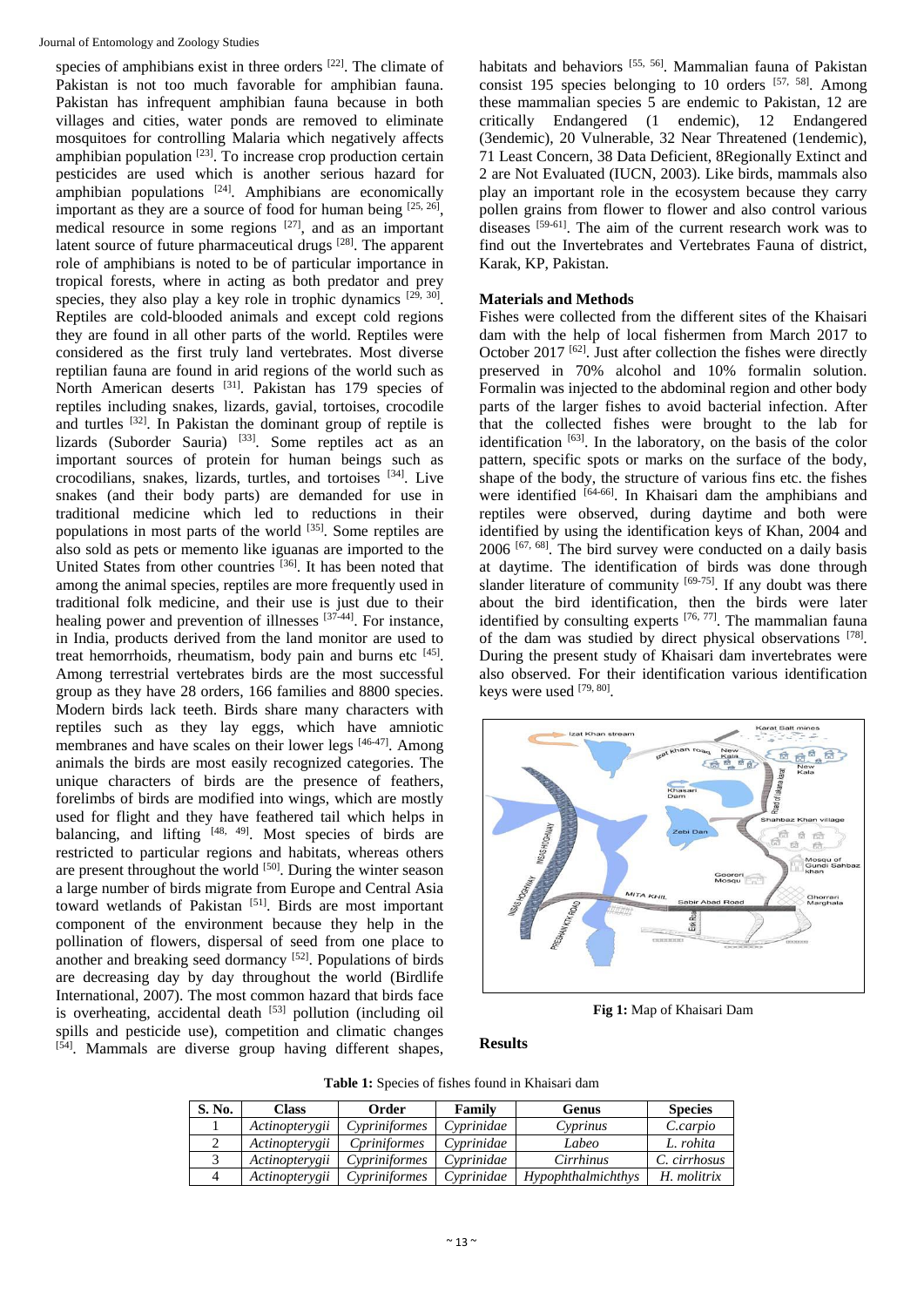species of amphibians exist in three orders [22]. The climate of Pakistan is not too much favorable for amphibian fauna. Pakistan has infrequent amphibian fauna because in both villages and cities, water ponds are removed to eliminate mosquitoes for controlling Malaria which negatively affects amphibian population [23]. To increase crop production certain pesticides are used which is another serious hazard for amphibian populations [24]. Amphibians are economically important as they are a source of food for human being [25, 26], medical resource in some regions [27], and as an important latent source of future pharmaceutical drugs [28]. The apparent role of amphibians is noted to be of particular importance in tropical forests, where in acting as both predator and prey species, they also play a key role in trophic dynamics [29, 30]. Reptiles are cold-blooded animals and except cold regions they are found in all other parts of the world. Reptiles were considered as the first truly land vertebrates. Most diverse reptilian fauna are found in arid regions of the world such as North American deserts [31]. Pakistan has 179 species of reptiles including snakes, lizards, gavial, tortoises, crocodile and turtles [32]. In Pakistan the dominant group of reptile is lizards (Suborder Sauria) [33]. Some reptiles act as an important sources of protein for human beings such as crocodilians, snakes, lizards, turtles, and tortoises [34]. Live snakes (and their body parts) are demanded for use in traditional medicine which led to reductions in their populations in most parts of the world [35]. Some reptiles are also sold as pets or memento like iguanas are imported to the United States from other countries [36]. It has been noted that among the animal species, reptiles are more frequently used in traditional folk medicine, and their use is just due to their healing power and prevention of illnesses [37-44]. For instance, in India, products derived from the land monitor are used to treat hemorrhoids, rheumatism, body pain and burns etc [45]. Among terrestrial vertebrates birds are the most successful group as they have 28 orders, 166 families and 8800 species. Modern birds lack teeth. Birds share many characters with reptiles such as they lay eggs, which have amniotic membranes and have scales on their lower legs [46-47]. Among animals the birds are most easily recognized categories. The unique characters of birds are the presence of feathers, forelimbs of birds are modified into wings, which are mostly used for flight and they have feathered tail which helps in balancing, and lifting [48, 49]. Most species of birds are restricted to particular regions and habitats, whereas others are present throughout the world [50]. During the winter season a large number of birds migrate from Europe and Central Asia toward wetlands of Pakistan [51]. Birds are most important component of the environment because they help in the pollination of flowers, dispersal of seed from one place to another and breaking seed dormancy [52]. Populations of birds are decreasing day by day throughout the world (Birdlife International, 2007). The most common hazard that birds face is overheating, accidental death [53] pollution (including oil spills and pesticide use), competition and climatic changes [54]. Mammals are diverse group having different shapes, habitats and behaviors [55, 56]. Mammalian fauna of Pakistan consist 195 species belonging to 10 orders [57, 58]. Among these mammalian species 5 are endemic to Pakistan, 12 are critically Endangered (1 endemic), 12 Endangered (3endemic), 20 Vulnerable, 32 Near Threatened (1endemic), 71 Least Concern, 38 Data Deficient, 8Regionally Extinct and 2 are Not Evaluated (IUCN, 2003). Like birds, mammals also play an important role in the ecosystem because they carry pollen grains from flower to flower and also control various diseases [59-61]. The aim of the current research work was to find out the Invertebrates and Vertebrates Fauna of district, Karak, KP, Pakistan.

## Materials and Methods

Fishes were collected from the different sites of the Khaisari dam with the help of local fishermen from March 2017 to October 2017 [62]. Just after collection the fishes were directly preserved in 70% alcohol and 10% formalin solution. Formalin was injected to the abdominal region and other body parts of the larger fishes to avoid bacterial infection. After that the collected fishes were brought to the lab for identification [63]. In the laboratory, on the basis of the color pattern, specific spots or marks on the surface of the body, shape of the body, the structure of various fins etc. the fishes were identified [64-66]. In Khaisari dam the amphibians and reptiles were observed, during daytime and both were identified by using the identification keys of Khan, 2004 and 2006 [67, 68]. The bird survey were conducted on a daily basis at daytime. The identification of birds was done through slander literature of community [69-75]. If any doubt was there about the bird identification, then the birds were later identified by consulting experts [76, 77]. The mammalian fauna of the dam was studied by direct physical observations [78]. During the present study of Khaisari dam invertebrates were also observed. For their identification various identification keys were used [79, 80].

Izat Khan stream
Karat Salt mines
Izat khan road
New Kala
New Kala
Khasari Dam
Road of Jahana karak
Shahbaz Khan village
Zebi Dam
INDUS HIGHWAY
INDUS HIGHWAY
Mosqu of Gundi Sahbaz khan
Gooron Mosqu
MITA KHIL
Sabir Abad Road
Ghorrari Marghala
PRESHAN KTK ROAD
Esk Road

**Fig 1:** Map of Khaisari Dam

## Results

**Table 1:** Species of fishes found in Khaisari dam

| S. No. | Class | Order | Family | Genus | Species |
|---|---|---|---|---|---|
| 1 | *Actinopterygii* | *Cypriniformes* | *Cyprinidae* | *Cyprinus* | *C.carpio* |
| 2 | *Actinopterygii* | *Cpriniformes* | *Cyprinidae* | *Labeo* | *L. rohita* |
| 3 | *Actinopterygii* | *Cypriniformes* | *Cyprinidae* | *Cirrhinus* | *C. cirrhosus* |
| 4 | *Actinopterygii* | *Cypriniformes* | *Cyprinidae* | *Hypophthalmichthys* | *H. molitrix* |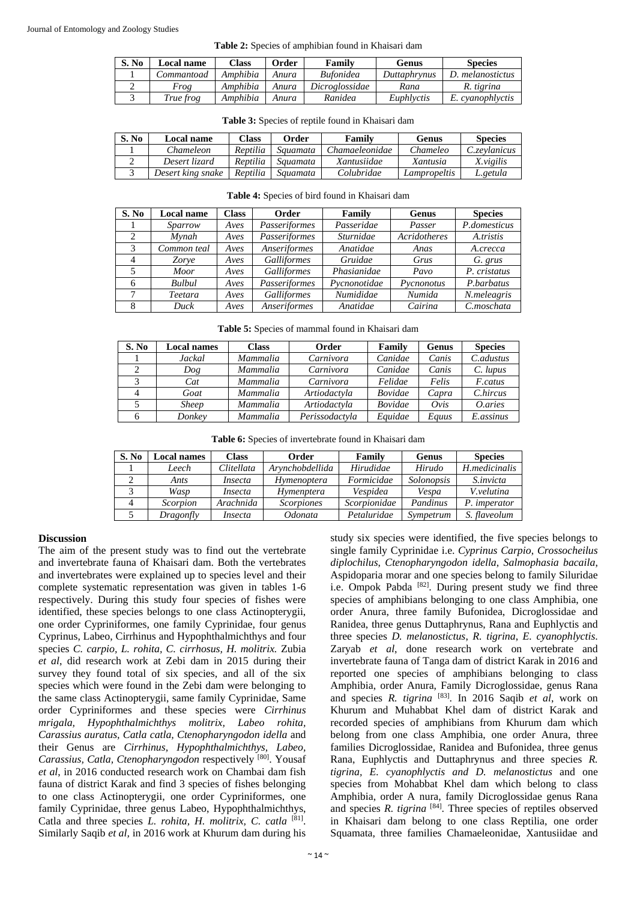**Table 2:** Species of amphibian found in Khaisari dam

| S. No | Local name | Class | Order | Family | Genus | Species |
|---|---|---|---|---|---|---|
| 1 | *Commantoad* | *Amphibia* | *Anura* | *Bufonidea* | *Duttaphrynus* | *D. melanostictus* |
| 2 | *Frog* | *Amphibia* | *Anura* | *Dicroglossidae* | *Rana* | *R. tigrina* |
| 3 | *True frog* | *Amphibia* | *Anura* | *Ranidea* | *Euphlyctis* | *E. cyanophlyctis* |

**Table 3:** Species of reptile found in Khaisari dam

| S. No | Local name | Class | Order | Family | Genus | Species |
|---|---|---|---|---|---|---|
| 1 | *Chameleon* | *Reptilia* | *Squamata* | *Chamaeleonidae* | *Chameleo* | *C.zeylanicus* |
| 2 | *Desert lizard* | *Reptilia* | *Squamata* | *Xantusiidae* | *Xantusia* | *X.vigilis* |
| 3 | *Desert king snake* | *Reptilia* | *Squamata* | *Colubridae* | *Lampropeltis* | *L.getula* |

**Table 4:** Species of bird found in Khaisari dam

| S. No | Local name | Class | Order | Family | Genus | Species |
|---|---|---|---|---|---|---|
| 1 | *Sparrow* | *Aves* | *Passeriformes* | *Passeridae* | *Passer* | *P.domesticus* |
| 2 | *Mynah* | *Aves* | *Passeriformes* | *Sturnidae* | *Acridotheres* | *A.tristis* |
| 3 | *Common teal* | *Aves* | *Anseriformes* | *Anatidae* | *Anas* | *A.crecca* |
| 4 | *Zorye* | *Aves* | *Galliformes* | *Gruidae* | *Grus* | *G. grus* |
| 5 | *Moor* | *Aves* | *Galliformes* | *Phasianidae* | *Pavo* | *P. cristatus* |
| 6 | *Bulbul* | *Aves* | *Passeriformes* | *Pycnonotidae* | *Pycnonotus* | *P.barbatus* |
| 7 | *Teetara* | *Aves* | *Galliformes* | *Numididae* | *Numida* | *N.meleagris* |
| 8 | *Duck* | *Aves* | *Anseriformes* | *Anatidae* | *Cairina* | *C.moschata* |

**Table 5:** Species of mammal found in Khaisari dam

| S. No | Local names | Class | Order | Family | Genus | Species |
|---|---|---|---|---|---|---|
| 1 | *Jackal* | *Mammalia* | *Carnivora* | *Canidae* | *Canis* | *C.adustus* |
| 2 | *Dog* | *Mammalia* | *Carnivora* | *Canidae* | *Canis* | *C. lupus* |
| 3 | *Cat* | *Mammalia* | *Carnivora* | *Felidae* | *Felis* | *F.catus* |
| 4 | *Goat* | *Mammalia* | *Artiodactyla* | *Bovidae* | *Capra* | *C.hircus* |
| 5 | *Sheep* | *Mammalia* | *Artiodactyla* | *Bovidae* | *Ovis* | *O.aries* |
| 6 | *Donkey* | *Mammalia* | *Perissodactyla* | *Equidae* | *Equus* | *E.assinus* |

**Table 6:** Species of invertebrate found in Khaisari dam

| S. No | Local names | Class | Order | Family | Genus | Species |
|---|---|---|---|---|---|---|
| 1 | *Leech* | *Clitellata* | *Arynchobdellida* | *Hirudidae* | *Hirudo* | *H.medicinalis* |
| 2 | *Ants* | *Insecta* | *Hymenoptera* | *Formicidae* | *Solonopsis* | *S.invicta* |
| 3 | *Wasp* | *Insecta* | *Hymenptera* | *Vespidea* | *Vespa* | *V.velutina* |
| 4 | *Scorpion* | *Arachnida* | *Scorpiones* | *Scorpionidae* | *Pandinus* | *P. imperator* |
| 5 | *Dragonfly* | *Insecta* | *Odonata* | *Petaluridae* | *Sympetrum* | *S. flaveolum* |

## Discussion

The aim of the present study was to find out the vertebrate and invertebrate fauna of Khaisari dam. Both the vertebrates and invertebrates were explained up to species level and their complete systematic representation was given in tables 1-6 respectively. During this study four species of fishes were identified, these species belongs to one class Actinopterygii, one order Cypriniformes, one family Cyprinidae, four genus Cyprinus, Labeo, Cirrhinus and Hypophthalmichthys and four species *C. carpio, L. rohita, C. cirrhosus, H. molitrix.* Zubia *et al*, did research work at Zebi dam in 2015 during their survey they found total of six species, and all of the six species which were found in the Zebi dam were belonging to the same class Actinopterygii, same family Cyprinidae, Same order Cypriniformes and these species were *Cirrhinus mrigala, Hypophthalmichthys molitrix, Labeo rohita, Carassius auratus, Catla catla, Ctenopharyngodon idella* and their Genus are *Cirrhinus, Hypophthalmichthys, Labeo, Carassius, Catla, Ctenopharyngodon* respectively [80]. Yousaf *et al*, in 2016 conducted research work on Chambai dam fish fauna of district Karak and find 3 species of fishes belonging to one class Actinopterygii, one order Cypriniformes, one family Cyprinidae, three genus Labeo, Hypophthalmichthys, Catla and three species *L. rohita, H. molitrix, C. catla* [81]. Similarly Saqib *et al*, in 2016 work at Khurum dam during his study six species were identified, the five species belongs to single family Cyprinidae i.e. *Cyprinus Carpio, Crossocheilus diplochilus, Ctenopharyngodon idella, Salmophasia bacaila,* Aspidoparia morar and one species belong to family Siluridae i.e. Ompok Pabda [82]. During present study we find three species of amphibians belonging to one class Amphibia, one order Anura, three family Bufonidea, Dicroglossidae and Ranidea, three genus Duttaphrynus, Rana and Euphlyctis and three species *D. melanostictus, R. tigrina, E. cyanophlyctis.* Zaryab *et al*, done research work on vertebrate and invertebrate fauna of Tanga dam of district Karak in 2016 and reported one species of amphibians belonging to class Amphibia, order Anura, Family Dicroglossidae, genus Rana and species *R. tigrina* [83]. In 2016 Saqib *et al*, work on Khurum and Muhabbat Khel dam of district Karak and recorded species of amphibians from Khurum dam which belong from one class Amphibia, one order Anura, three families Dicroglossidae, Ranidea and Bufonidea, three genus Rana, Euphlyctis and Duttaphrynus and three species *R. tigrina, E. cyanophlyctis and D. melanostictus* and one species from Mohabbat Khel dam which belong to class Amphibia, order A nura, family Dicroglossidae genus Rana and species *R. tigrina* [84]. Three species of reptiles observed in Khaisari dam belong to one class Reptilia, one order Squamata, three families Chamaeleonidae, Xantusiidae and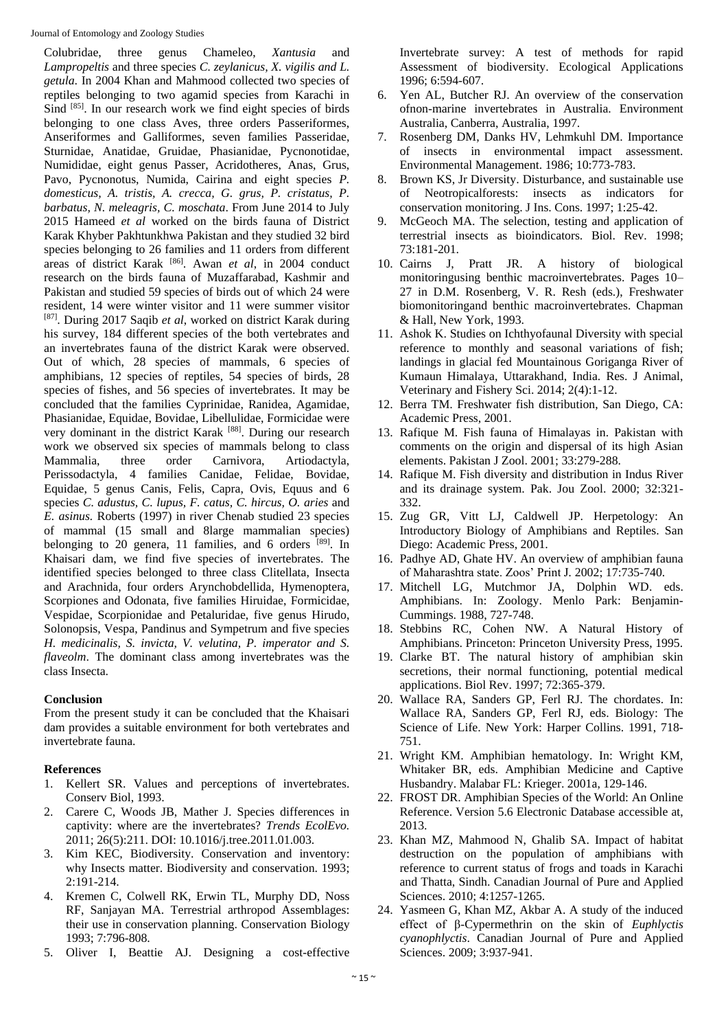Colubridae, three genus Chameleo, *Xantusia* and *Lampropeltis* and three species *C. zeylanicus, X. vigilis and L. getula*. In 2004 Khan and Mahmood collected two species of reptiles belonging to two agamid species from Karachi in Sind [85]. In our research work we find eight species of birds belonging to one class Aves, three orders Passeriformes, Anseriformes and Galliformes, seven families Passeridae, Sturnidae, Anatidae, Gruidae, Phasianidae, Pycnonotidae, Numididae, eight genus Passer, Acridotheres, Anas, Grus, Pavo, Pycnonotus, Numida, Cairina and eight species *P. domesticus, A. tristis, A. crecca, G. grus, P. cristatus, P. barbatus, N. meleagris, C. moschata*. From June 2014 to July 2015 Hameed *et al* worked on the birds fauna of District Karak Khyber Pakhtunkhwa Pakistan and they studied 32 bird species belonging to 26 families and 11 orders from different areas of district Karak [86]. Awan *et al*, in 2004 conduct research on the birds fauna of Muzaffarabad, Kashmir and Pakistan and studied 59 species of birds out of which 24 were resident, 14 were winter visitor and 11 were summer visitor [87]. During 2017 Saqib *et al*, worked on district Karak during his survey, 184 different species of the both vertebrates and an invertebrates fauna of the district Karak were observed. Out of which, 28 species of mammals, 6 species of amphibians, 12 species of reptiles, 54 species of birds, 28 species of fishes, and 56 species of invertebrates. It may be concluded that the families Cyprinidae, Ranidea, Agamidae, Phasianidae, Equidae, Bovidae, Libellulidae, Formicidae were very dominant in the district Karak [88]. During our research work we observed six species of mammals belong to class Mammalia, three order Carnivora, Artiodactyla, Perissodactyla, 4 families Canidae, Felidae, Bovidae, Equidae, 5 genus Canis, Felis, Capra, Ovis, Equus and 6 species *C. adustus, C. lupus, F. catus, C. hircus, O. aries* and *E. asinus.* Roberts (1997) in river Chenab studied 23 species of mammal (15 small and 8large mammalian species) belonging to 20 genera, 11 families, and 6 orders [89]. In Khaisari dam, we find five species of invertebrates. The identified species belonged to three class Clitellata, Insecta and Arachnida, four orders Arynchobdellida, Hymenoptera, Scorpiones and Odonata, five families Hiruidae, Formicidae, Vespidae, Scorpionidae and Petaluridae, five genus Hirudo, Solonopsis, Vespa, Pandinus and Sympetrum and five species *H. medicinalis, S. invicta, V. velutina, P. imperator and S. flaveolm*. The dominant class among invertebrates was the class Insecta.

## Conclusion

From the present study it can be concluded that the Khaisari dam provides a suitable environment for both vertebrates and invertebrate fauna.

## References

1. Kellert SR. Values and perceptions of invertebrates. Conserv Biol, 1993.
2. Carere C, Woods JB, Mather J. Species differences in captivity: where are the invertebrates? *Trends EcolEvo.* 2011; 26(5):211. DOI: 10.1016/j.tree.2011.01.003.
3. Kim KEC, Biodiversity. Conservation and inventory: why Insects matter. Biodiversity and conservation. 1993; 2:191-214.
4. Kremen C, Colwell RK, Erwin TL, Murphy DD, Noss RF, Sanjayan MA. Terrestrial arthropod Assemblages: their use in conservation planning. Conservation Biology 1993; 7:796-808.
5. Oliver I, Beattie AJ. Designing a cost-effective Invertebrate survey: A test of methods for rapid Assessment of biodiversity. Ecological Applications 1996; 6:594-607.
6. Yen AL, Butcher RJ. An overview of the conservation ofnon-marine invertebrates in Australia. Environment Australia, Canberra, Australia, 1997.
7. Rosenberg DM, Danks HV, Lehmkuhl DM. Importance of insects in environmental impact assessment. Environmental Management. 1986; 10:773-783.
8. Brown KS, Jr Diversity. Disturbance, and sustainable use of Neotropicalforests: insects as indicators for conservation monitoring. J Ins. Cons. 1997; 1:25-42.
9. McGeoch MA. The selection, testing and application of terrestrial insects as bioindicators. Biol. Rev. 1998; 73:181-201.
10. Cairns J, Pratt JR. A history of biological monitoringusing benthic macroinvertebrates. Pages 10–27 in D.M. Rosenberg, V. R. Resh (eds.), Freshwater biomonitoringand benthic macroinvertebrates. Chapman & Hall, New York, 1993.
11. Ashok K. Studies on Ichthyofaunal Diversity with special reference to monthly and seasonal variations of fish; landings in glacial fed Mountainous Goriganga River of Kumaun Himalaya, Uttarakhand, India. Res. J Animal, Veterinary and Fishery Sci. 2014; 2(4):1-12.
12. Berra TM. Freshwater fish distribution, San Diego, CA: Academic Press, 2001.
13. Rafique M. Fish fauna of Himalayas in. Pakistan with comments on the origin and dispersal of its high Asian elements. Pakistan J Zool. 2001; 33:279-288.
14. Rafique M. Fish diversity and distribution in Indus River and its drainage system. Pak. Jou Zool. 2000; 32:321-332.
15. Zug GR, Vitt LJ, Caldwell JP. Herpetology: An Introductory Biology of Amphibians and Reptiles. San Diego: Academic Press, 2001.
16. Padhye AD, Ghate HV. An overview of amphibian fauna of Maharashtra state. Zoos' Print J. 2002; 17:735-740.
17. Mitchell LG, Mutchmor JA, Dolphin WD. eds. Amphibians. In: Zoology. Menlo Park: Benjamin-Cummings. 1988, 727-748.
18. Stebbins RC, Cohen NW. A Natural History of Amphibians. Princeton: Princeton University Press, 1995.
19. Clarke BT. The natural history of amphibian skin secretions, their normal functioning, potential medical applications. Biol Rev. 1997; 72:365-379.
20. Wallace RA, Sanders GP, Ferl RJ. The chordates. In: Wallace RA, Sanders GP, Ferl RJ, eds. Biology: The Science of Life. New York: Harper Collins. 1991, 718-751.
21. Wright KM. Amphibian hematology. In: Wright KM, Whitaker BR, eds. Amphibian Medicine and Captive Husbandry. Malabar FL: Krieger. 2001a, 129-146.
22. FROST DR. Amphibian Species of the World: An Online Reference. Version 5.6 Electronic Database accessible at, 2013.
23. Khan MZ, Mahmood N, Ghalib SA. Impact of habitat destruction on the population of amphibians with reference to current status of frogs and toads in Karachi and Thatta, Sindh. Canadian Journal of Pure and Applied Sciences. 2010; 4:1257-1265.
24. Yasmeen G, Khan MZ, Akbar A. A study of the induced effect of β-Cypermethrin on the skin of *Euphlyctis cyanophlyctis*. Canadian Journal of Pure and Applied Sciences. 2009; 3:937-941.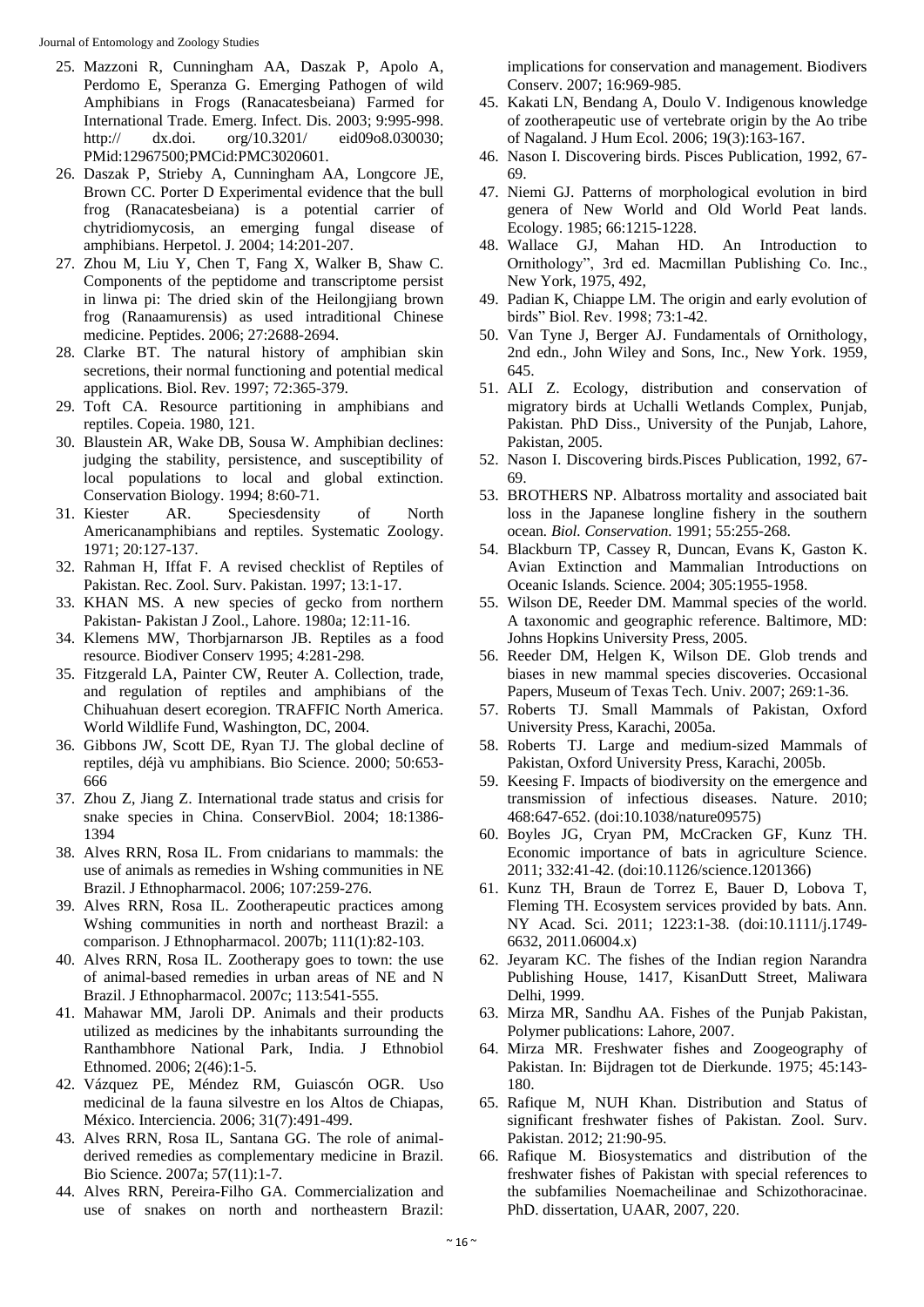25. Mazzoni R, Cunningham AA, Daszak P, Apolo A, Perdomo E, Speranza G. Emerging Pathogen of wild Amphibians in Frogs (Ranacatesbeiana) Farmed for International Trade. Emerg. Infect. Dis. 2003; 9:995-998. http:// dx.doi. org/10.3201/ eid09o8.030030; PMid:12967500;PMCid:PMC3020601.
26. Daszak P, Strieby A, Cunningham AA, Longcore JE, Brown CC. Porter D Experimental evidence that the bull frog (Ranacatesbeiana) is a potential carrier of chytridiomycosis, an emerging fungal disease of amphibians. Herpetol. J. 2004; 14:201-207.
27. Zhou M, Liu Y, Chen T, Fang X, Walker B, Shaw C. Components of the peptidome and transcriptome persist in linwa pi: The dried skin of the Heilongjiang brown frog (Ranaamurensis) as used intraditional Chinese medicine. Peptides. 2006; 27:2688-2694.
28. Clarke BT. The natural history of amphibian skin secretions, their normal functioning and potential medical applications. Biol. Rev. 1997; 72:365-379.
29. Toft CA. Resource partitioning in amphibians and reptiles. Copeia. 1980, 121.
30. Blaustein AR, Wake DB, Sousa W. Amphibian declines: judging the stability, persistence, and susceptibility of local populations to local and global extinction. Conservation Biology. 1994; 8:60-71.
31. Kiester AR. Speciesdensity of North Americanamphibians and reptiles. Systematic Zoology. 1971; 20:127-137.
32. Rahman H, Iffat F. A revised checklist of Reptiles of Pakistan. Rec. Zool. Surv. Pakistan. 1997; 13:1-17.
33. KHAN MS. A new species of gecko from northern Pakistan- Pakistan J Zool., Lahore. 1980a; 12:11-16.
34. Klemens MW, Thorbjarnarson JB. Reptiles as a food resource. Biodiver Conserv 1995; 4:281-298.
35. Fitzgerald LA, Painter CW, Reuter A. Collection, trade, and regulation of reptiles and amphibians of the Chihuahuan desert ecoregion. TRAFFIC North America. World Wildlife Fund, Washington, DC, 2004.
36. Gibbons JW, Scott DE, Ryan TJ. The global decline of reptiles, déjà vu amphibians. Bio Science. 2000; 50:653-666
37. Zhou Z, Jiang Z. International trade status and crisis for snake species in China. ConservBiol. 2004; 18:1386-1394
38. Alves RRN, Rosa IL. From cnidarians to mammals: the use of animals as remedies in Wshing communities in NE Brazil. J Ethnopharmacol. 2006; 107:259-276.
39. Alves RRN, Rosa IL. Zootherapeutic practices among Wshing communities in north and northeast Brazil: a comparison. J Ethnopharmacol. 2007b; 111(1):82-103.
40. Alves RRN, Rosa IL. Zootherapy goes to town: the use of animal-based remedies in urban areas of NE and N Brazil. J Ethnopharmacol. 2007c; 113:541-555.
41. Mahawar MM, Jaroli DP. Animals and their products utilized as medicines by the inhabitants surrounding the Ranthambhore National Park, India. J Ethnobiol Ethnomed. 2006; 2(46):1-5.
42. Vázquez PE, Méndez RM, Guiascón OGR. Uso medicinal de la fauna silvestre en los Altos de Chiapas, México. Interciencia. 2006; 31(7):491-499.
43. Alves RRN, Rosa IL, Santana GG. The role of animal-derived remedies as complementary medicine in Brazil. Bio Science. 2007a; 57(11):1-7.
44. Alves RRN, Pereira-Filho GA. Commercialization and use of snakes on north and northeastern Brazil: implications for conservation and management. Biodivers Conserv. 2007; 16:969-985.
45. Kakati LN, Bendang A, Doulo V. Indigenous knowledge of zootherapeutic use of vertebrate origin by the Ao tribe of Nagaland. J Hum Ecol. 2006; 19(3):163-167.
46. Nason I. Discovering birds. Pisces Publication, 1992, 67-69.
47. Niemi GJ. Patterns of morphological evolution in bird genera of New World and Old World Peat lands. Ecology. 1985; 66:1215-1228.
48. Wallace GJ, Mahan HD. An Introduction to Ornithology", 3rd ed. Macmillan Publishing Co. Inc., New York, 1975, 492,
49. Padian K, Chiappe LM. The origin and early evolution of birds" Biol. Rev. 1998; 73:1-42.
50. Van Tyne J, Berger AJ. Fundamentals of Ornithology, 2nd edn., John Wiley and Sons, Inc., New York. 1959, 645.
51. ALI Z. Ecology, distribution and conservation of migratory birds at Uchalli Wetlands Complex, Punjab, Pakistan*.* PhD Diss., University of the Punjab, Lahore, Pakistan, 2005.
52. Nason I. Discovering birds.Pisces Publication, 1992, 67-69.
53. BROTHERS NP. Albatross mortality and associated bait loss in the Japanese longline fishery in the southern ocean*. Biol. Conservation.* 1991; 55:255-268.
54. Blackburn TP, Cassey R, Duncan, Evans K, Gaston K. Avian Extinction and Mammalian Introductions on Oceanic Islands*.* Science. 2004; 305:1955-1958.
55. Wilson DE, Reeder DM. Mammal species of the world. A taxonomic and geographic reference. Baltimore, MD: Johns Hopkins University Press, 2005.
56. Reeder DM, Helgen K, Wilson DE. Glob trends and biases in new mammal species discoveries. Occasional Papers, Museum of Texas Tech. Univ. 2007; 269:1-36.
57. Roberts TJ. Small Mammals of Pakistan, Oxford University Press, Karachi, 2005a.
58. Roberts TJ. Large and medium-sized Mammals of Pakistan, Oxford University Press, Karachi, 2005b.
59. Keesing F. Impacts of biodiversity on the emergence and transmission of infectious diseases. Nature. 2010; 468:647-652. (doi:10.1038/nature09575)
60. Boyles JG, Cryan PM, McCracken GF, Kunz TH. Economic importance of bats in agriculture Science. 2011; 332:41-42. (doi:10.1126/science.1201366)
61. Kunz TH, Braun de Torrez E, Bauer D, Lobova T, Fleming TH. Ecosystem services provided by bats. Ann. NY Acad. Sci. 2011; 1223:1-38. (doi:10.1111/j.1749-6632, 2011.06004.x)
62. Jeyaram KC. The fishes of the Indian region Narandra Publishing House, 1417, KisanDutt Street, Maliwara Delhi, 1999.
63. Mirza MR, Sandhu AA. Fishes of the Punjab Pakistan, Polymer publications: Lahore, 2007.
64. Mirza MR. Freshwater fishes and Zoogeography of Pakistan. In: Bijdragen tot de Dierkunde. 1975; 45:143-180.
65. Rafique M, NUH Khan. Distribution and Status of significant freshwater fishes of Pakistan. Zool. Surv. Pakistan. 2012; 21:90-95.
66. Rafique M. Biosystematics and distribution of the freshwater fishes of Pakistan with special references to the subfamilies Noemacheilinae and Schizothoracinae. PhD. dissertation, UAAR, 2007, 220.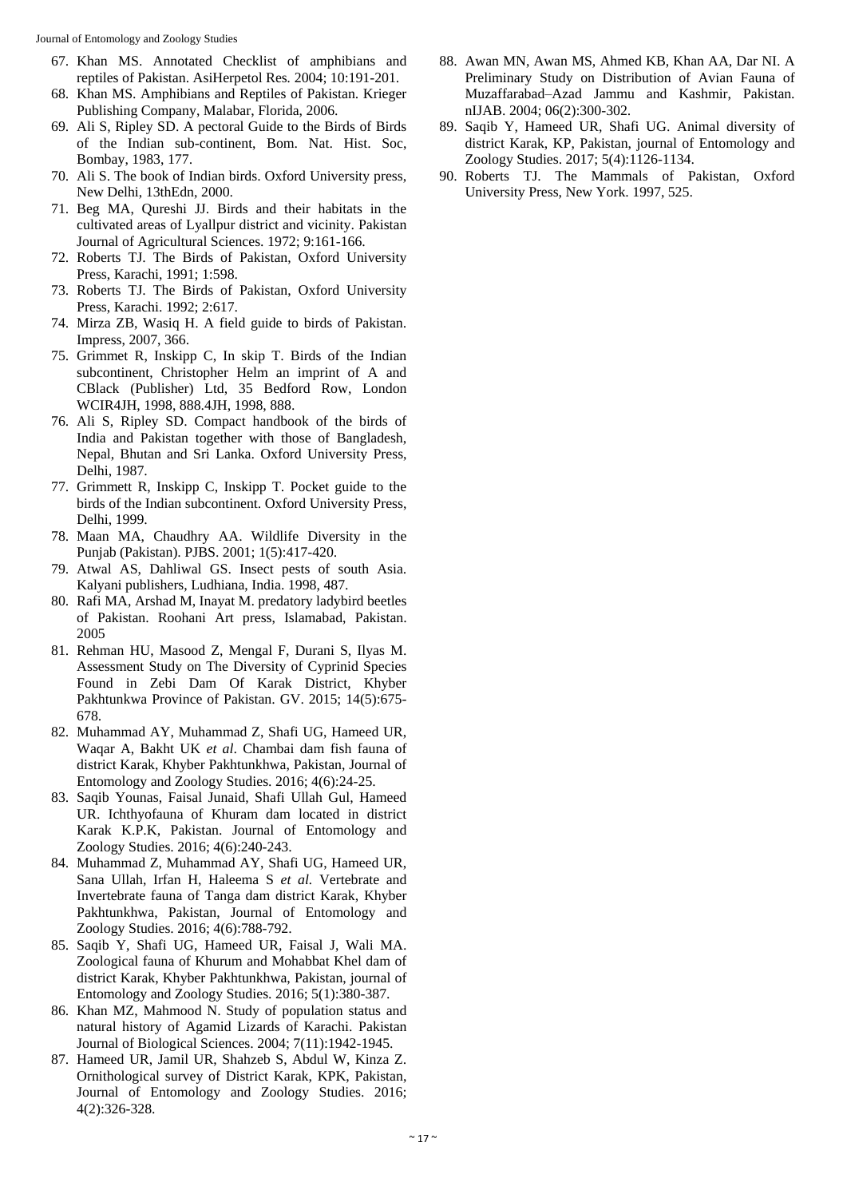67. Khan MS. Annotated Checklist of amphibians and reptiles of Pakistan. AsiHerpetol Res. 2004; 10:191-201.
68. Khan MS. Amphibians and Reptiles of Pakistan. Krieger Publishing Company, Malabar, Florida, 2006.
69. Ali S, Ripley SD. A pectoral Guide to the Birds of Birds of the Indian sub-continent, Bom. Nat. Hist. Soc, Bombay, 1983, 177.
70. Ali S. The book of Indian birds. Oxford University press, New Delhi, 13thEdn, 2000.
71. Beg MA, Qureshi JJ. Birds and their habitats in the cultivated areas of Lyallpur district and vicinity. Pakistan Journal of Agricultural Sciences. 1972; 9:161-166.
72. Roberts TJ. The Birds of Pakistan, Oxford University Press, Karachi, 1991; 1:598.
73. Roberts TJ. The Birds of Pakistan, Oxford University Press, Karachi. 1992; 2:617.
74. Mirza ZB, Wasiq H. A field guide to birds of Pakistan. Impress, 2007, 366.
75. Grimmet R, Inskipp C, In skip T. Birds of the Indian subcontinent, Christopher Helm an imprint of A and CBlack (Publisher) Ltd, 35 Bedford Row, London WCIR4JH, 1998, 888.4JH, 1998, 888.
76. Ali S, Ripley SD. Compact handbook of the birds of India and Pakistan together with those of Bangladesh, Nepal, Bhutan and Sri Lanka. Oxford University Press, Delhi, 1987.
77. Grimmett R, Inskipp C, Inskipp T. Pocket guide to the birds of the Indian subcontinent. Oxford University Press, Delhi, 1999.
78. Maan MA, Chaudhry AA. Wildlife Diversity in the Punjab (Pakistan). PJBS. 2001; 1(5):417-420.
79. Atwal AS, Dahliwal GS. Insect pests of south Asia. Kalyani publishers, Ludhiana, India. 1998, 487.
80. Rafi MA, Arshad M, Inayat M. predatory ladybird beetles of Pakistan. Roohani Art press, Islamabad, Pakistan. 2005
81. Rehman HU, Masood Z, Mengal F, Durani S, Ilyas M. Assessment Study on The Diversity of Cyprinid Species Found in Zebi Dam Of Karak District, Khyber Pakhtunkwa Province of Pakistan. GV. 2015; 14(5):675-678.
82. Muhammad AY, Muhammad Z, Shafi UG, Hameed UR, Waqar A, Bakht UK *et al*. Chambai dam fish fauna of district Karak, Khyber Pakhtunkhwa, Pakistan, Journal of Entomology and Zoology Studies. 2016; 4(6):24-25.
83. Saqib Younas, Faisal Junaid, Shafi Ullah Gul, Hameed UR. Ichthyofauna of Khuram dam located in district Karak K.P.K, Pakistan. Journal of Entomology and Zoology Studies. 2016; 4(6):240-243.
84. Muhammad Z, Muhammad AY, Shafi UG, Hameed UR, Sana Ullah, Irfan H, Haleema S *et al*. Vertebrate and Invertebrate fauna of Tanga dam district Karak, Khyber Pakhtunkhwa, Pakistan, Journal of Entomology and Zoology Studies. 2016; 4(6):788-792.
85. Saqib Y, Shafi UG, Hameed UR, Faisal J, Wali MA. Zoological fauna of Khurum and Mohabbat Khel dam of district Karak, Khyber Pakhtunkhwa, Pakistan, journal of Entomology and Zoology Studies. 2016; 5(1):380-387.
86. Khan MZ, Mahmood N. Study of population status and natural history of Agamid Lizards of Karachi. Pakistan Journal of Biological Sciences. 2004; 7(11):1942-1945.
87. Hameed UR, Jamil UR, Shahzeb S, Abdul W, Kinza Z. Ornithological survey of District Karak, KPK, Pakistan, Journal of Entomology and Zoology Studies. 2016; 4(2):326-328.
88. Awan MN, Awan MS, Ahmed KB, Khan AA, Dar NI. A Preliminary Study on Distribution of Avian Fauna of Muzaffarabad–Azad Jammu and Kashmir, Pakistan. nIJAB. 2004; 06(2):300-302.
89. Saqib Y, Hameed UR, Shafi UG. Animal diversity of district Karak, KP, Pakistan, journal of Entomology and Zoology Studies. 2017; 5(4):1126-1134.
90. Roberts TJ. The Mammals of Pakistan, Oxford University Press, New York. 1997, 525.